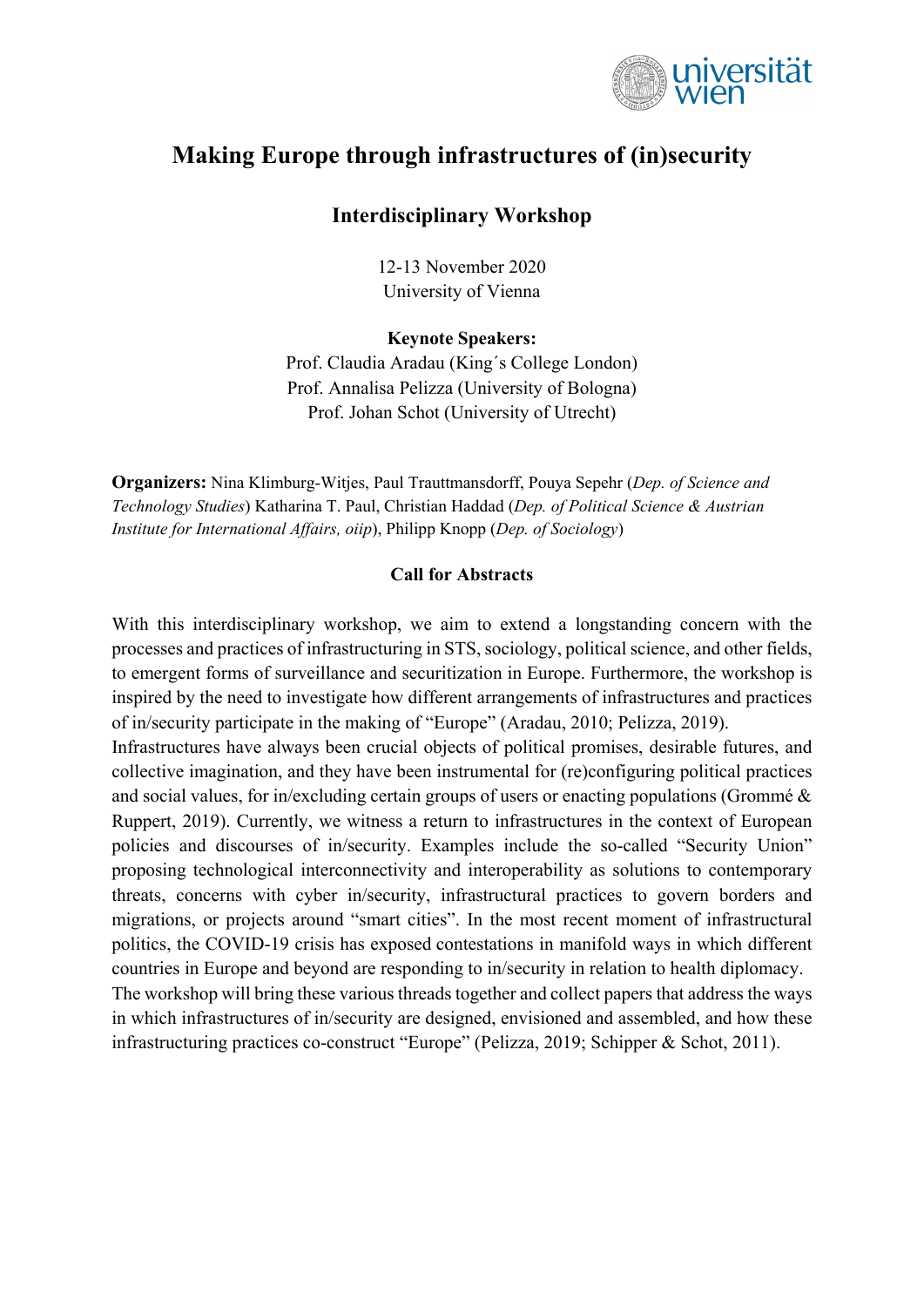# Making Europe through infrastructures of (in)security

## Interdisciplinary Workshop

12-13 November 2020
University of Vienna

**Keynote Speakers:**
Prof. Claudia Aradau (King´s College London)
Prof. Annalisa Pelizza (University of Bologna)
Prof. Johan Schot (University of Utrecht)

**Organizers:** Nina Klimburg-Witjes, Paul Trauttmansdorff, Pouya Sepehr (*Dep. of Science and Technology Studies*) Katharina T. Paul, Christian Haddad (*Dep. of Political Science & Austrian Institute for International Affairs, oiip*), Philipp Knopp (*Dep. of Sociology*)

### Call for Abstracts

With this interdisciplinary workshop, we aim to extend a longstanding concern with the processes and practices of infrastructuring in STS, sociology, political science, and other fields, to emergent forms of surveillance and securitization in Europe. Furthermore, the workshop is inspired by the need to investigate how different arrangements of infrastructures and practices of in/security participate in the making of "Europe" (Aradau, 2010; Pelizza, 2019).

Infrastructures have always been crucial objects of political promises, desirable futures, and collective imagination, and they have been instrumental for (re)configuring political practices and social values, for in/excluding certain groups of users or enacting populations (Grommé & Ruppert, 2019). Currently, we witness a return to infrastructures in the context of European policies and discourses of in/security. Examples include the so-called "Security Union" proposing technological interconnectivity and interoperability as solutions to contemporary threats, concerns with cyber in/security, infrastructural practices to govern borders and migrations, or projects around "smart cities". In the most recent moment of infrastructural politics, the COVID-19 crisis has exposed contestations in manifold ways in which different countries in Europe and beyond are responding to in/security in relation to health diplomacy.

The workshop will bring these various threads together and collect papers that address the ways in which infrastructures of in/security are designed, envisioned and assembled, and how these infrastructuring practices co-construct "Europe" (Pelizza, 2019; Schipper & Schot, 2011).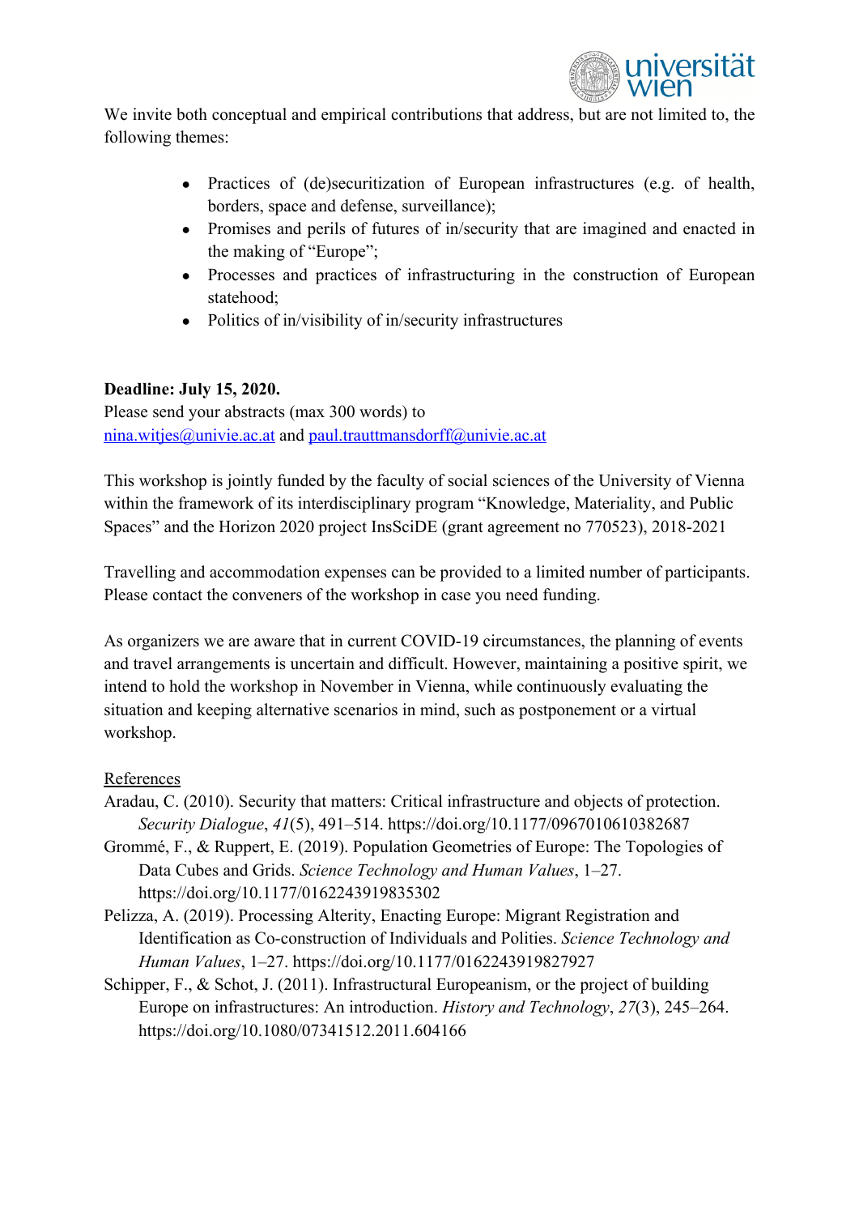We invite both conceptual and empirical contributions that address, but are not limited to, the following themes:

- Practices of (de)securitization of European infrastructures (e.g. of health, borders, space and defense, surveillance);
- Promises and perils of futures of in/security that are imagined and enacted in the making of "Europe";
- Processes and practices of infrastructuring in the construction of European statehood;
- Politics of in/visibility of in/security infrastructures

**Deadline: July 15, 2020.**
Please send your abstracts (max 300 words) to
nina.witjes@univie.ac.at and paul.trauttmansdorff@univie.ac.at

This workshop is jointly funded by the faculty of social sciences of the University of Vienna within the framework of its interdisciplinary program "Knowledge, Materiality, and Public Spaces" and the Horizon 2020 project InsSciDE (grant agreement no 770523), 2018-2021

Travelling and accommodation expenses can be provided to a limited number of participants. Please contact the conveners of the workshop in case you need funding.

As organizers we are aware that in current COVID-19 circumstances, the planning of events and travel arrangements is uncertain and difficult. However, maintaining a positive spirit, we intend to hold the workshop in November in Vienna, while continuously evaluating the situation and keeping alternative scenarios in mind, such as postponement or a virtual workshop.

References

Aradau, C. (2010). Security that matters: Critical infrastructure and objects of protection. *Security Dialogue*, *41*(5), 491–514. https://doi.org/10.1177/0967010610382687

Grommé, F., & Ruppert, E. (2019). Population Geometries of Europe: The Topologies of Data Cubes and Grids. *Science Technology and Human Values*, 1–27. https://doi.org/10.1177/0162243919835302

Pelizza, A. (2019). Processing Alterity, Enacting Europe: Migrant Registration and Identification as Co-construction of Individuals and Polities. *Science Technology and Human Values*, 1–27. https://doi.org/10.1177/0162243919827927

Schipper, F., & Schot, J. (2011). Infrastructural Europeanism, or the project of building Europe on infrastructures: An introduction. *History and Technology*, *27*(3), 245–264. https://doi.org/10.1080/07341512.2011.604166